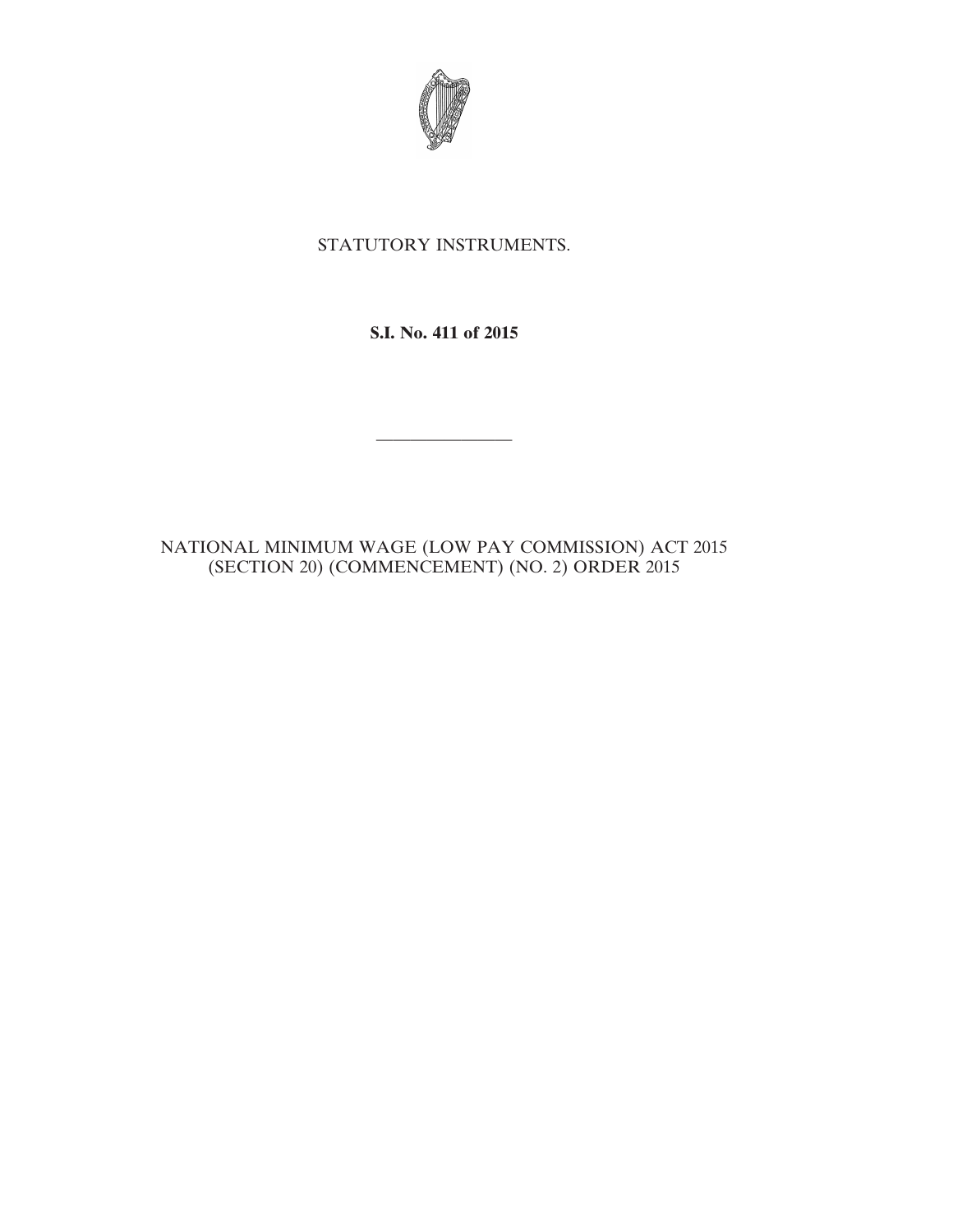STATUTORY INSTRUMENTS.

**S.I. No. 411 of 2015**

---

NATIONAL MINIMUM WAGE (LOW PAY COMMISSION) ACT 2015 (SECTION 20) (COMMENCEMENT) (NO. 2) ORDER 2015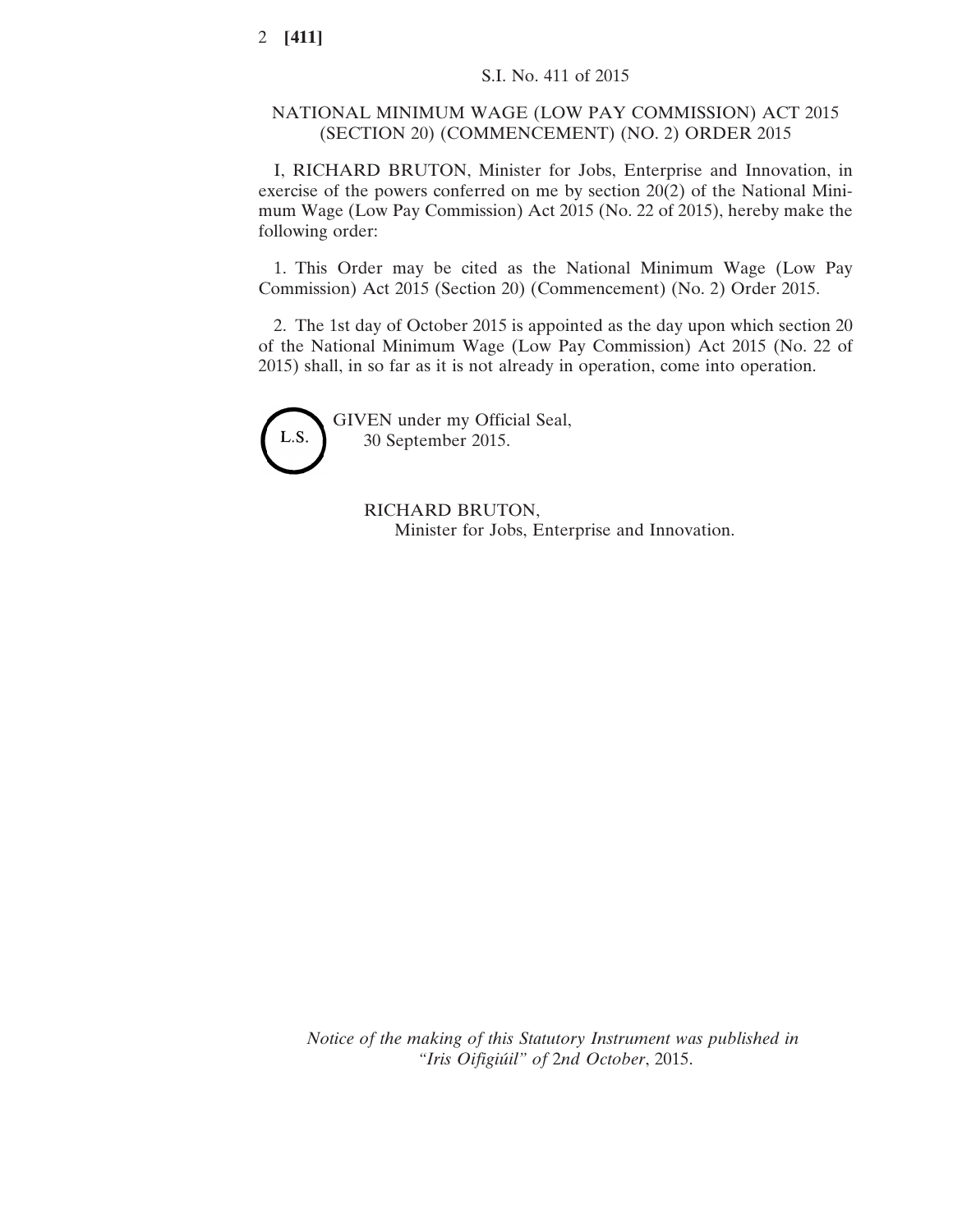S.I. No. 411 of 2015

# NATIONAL MINIMUM WAGE (LOW PAY COMMISSION) ACT 2015 (SECTION 20) (COMMENCEMENT) (NO. 2) ORDER 2015

I, RICHARD BRUTON, Minister for Jobs, Enterprise and Innovation, in exercise of the powers conferred on me by section 20(2) of the National Minimum Wage (Low Pay Commission) Act 2015 (No. 22 of 2015), hereby make the following order:

1. This Order may be cited as the National Minimum Wage (Low Pay Commission) Act 2015 (Section 20) (Commencement) (No. 2) Order 2015.

2. The 1st day of October 2015 is appointed as the day upon which section 20 of the National Minimum Wage (Low Pay Commission) Act 2015 (No. 22 of 2015) shall, in so far as it is not already in operation, come into operation.

L.S.

GIVEN under my Official Seal,
30 September 2015.

RICHARD BRUTON,
Minister for Jobs, Enterprise and Innovation.

*Notice of the making of this Statutory Instrument was published in "Iris Oifigiúil" of* 2*nd October*, 2015.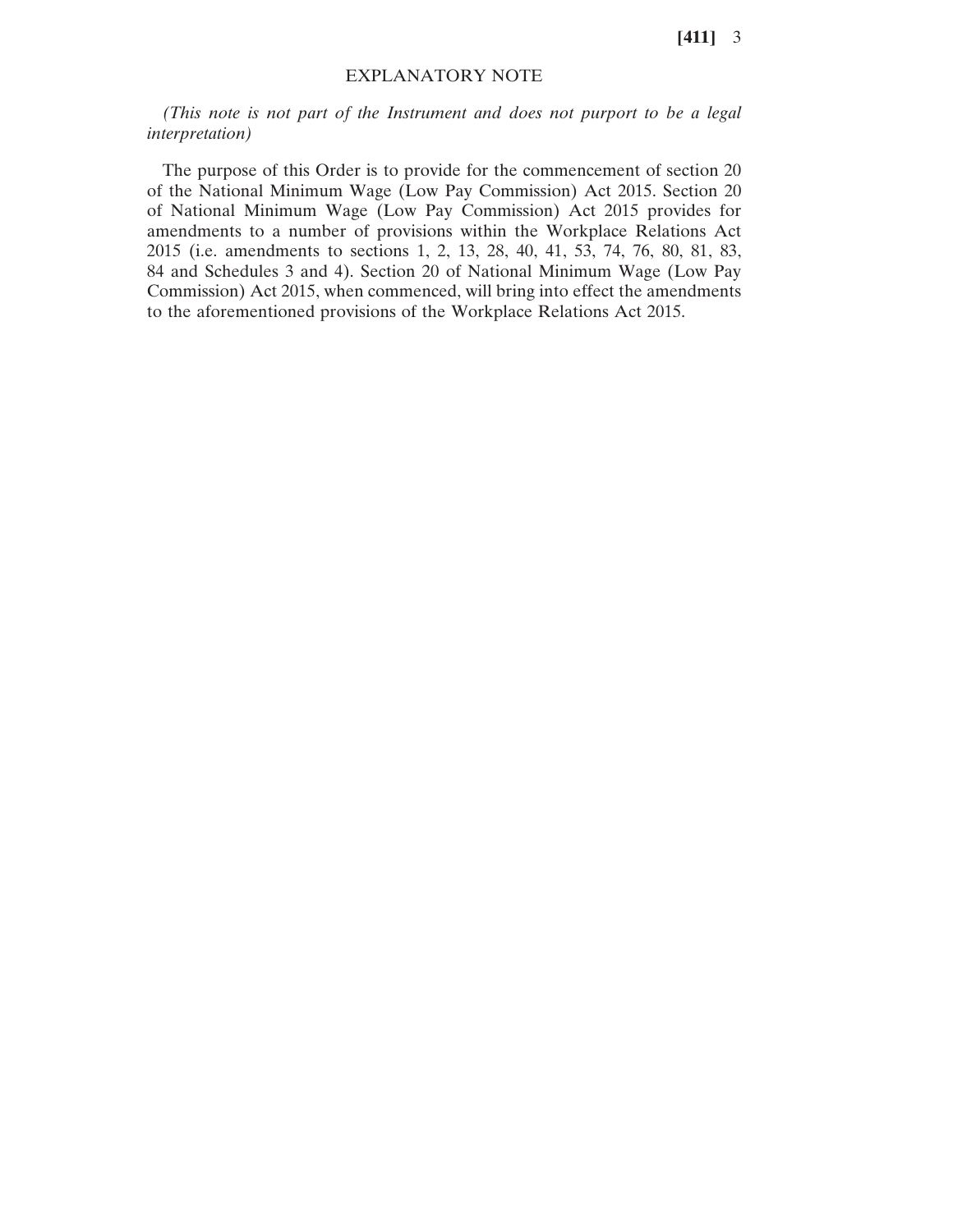## EXPLANATORY NOTE

*(This note is not part of the Instrument and does not purport to be a legal interpretation)*

The purpose of this Order is to provide for the commencement of section 20 of the National Minimum Wage (Low Pay Commission) Act 2015. Section 20 of National Minimum Wage (Low Pay Commission) Act 2015 provides for amendments to a number of provisions within the Workplace Relations Act 2015 (i.e. amendments to sections 1, 2, 13, 28, 40, 41, 53, 74, 76, 80, 81, 83, 84 and Schedules 3 and 4). Section 20 of National Minimum Wage (Low Pay Commission) Act 2015, when commenced, will bring into effect the amendments to the aforementioned provisions of the Workplace Relations Act 2015.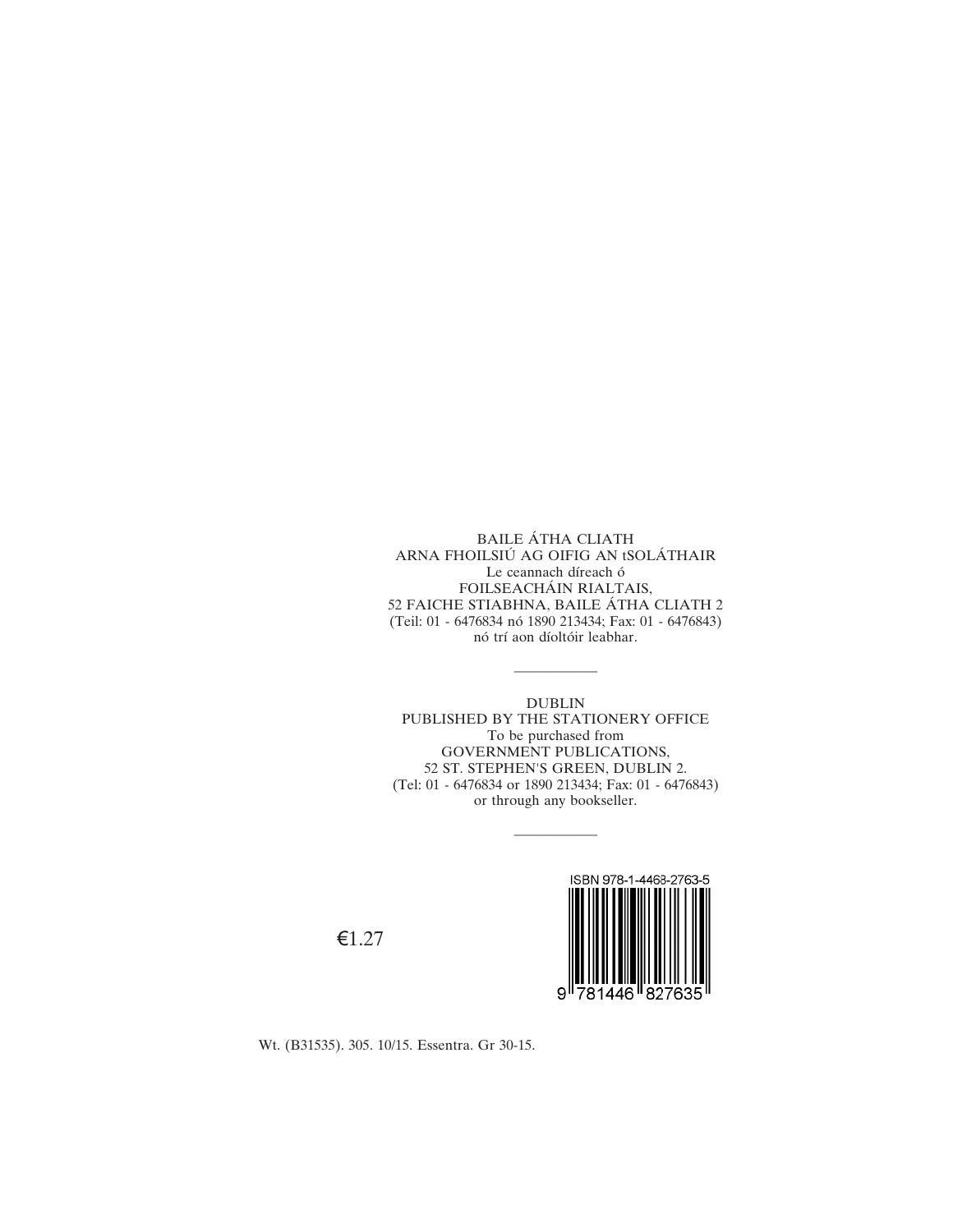BAILE ÁTHA CLIATH
ARNA FHOILSIÚ AG OIFIG AN tSOLÁTHAIR
Le ceannach díreach ó
FOILSEACHÁIN RIALTAIS,
52 FAICHE STIABHNA, BAILE ÁTHA CLIATH 2
(Teil: 01 - 6476834 nó 1890 213434; Fax: 01 - 6476843)
nó trí aon díoltóir leabhar.

---

DUBLIN
PUBLISHED BY THE STATIONERY OFFICE
To be purchased from
GOVERNMENT PUBLICATIONS,
52 ST. STEPHEN'S GREEN, DUBLIN 2.
(Tel: 01 - 6476834 or 1890 213434; Fax: 01 - 6476843)
or through any bookseller.

---

€1.27

ISBN 978-1-4468-2763-5

9 781446 827635

Wt. (B31535). 305. 10/15. Essentra. Gr 30-15.